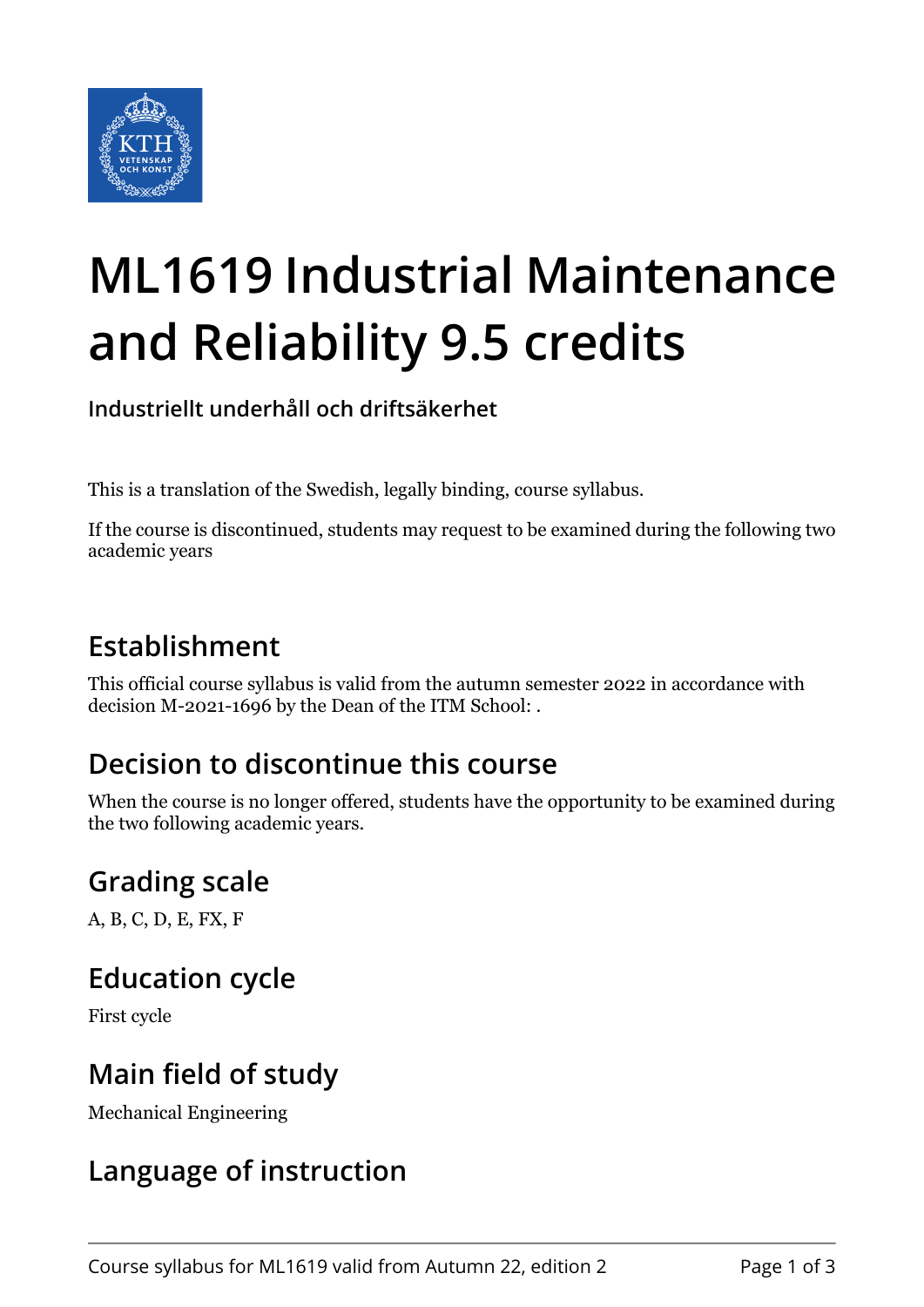# ML1619 Industrial Maintenance and Reliability 9.5 credits

**Industriellt underhåll och driftsäkerhet**

This is a translation of the Swedish, legally binding, course syllabus.

If the course is discontinued, students may request to be examined during the following two academic years

## Establishment

This official course syllabus is valid from the autumn semester 2022 in accordance with decision M-2021-1696 by the Dean of the ITM School: .

## Decision to discontinue this course

When the course is no longer offered, students have the opportunity to be examined during the two following academic years.

## Grading scale

A, B, C, D, E, FX, F

## Education cycle

First cycle

## Main field of study

Mechanical Engineering

## Language of instruction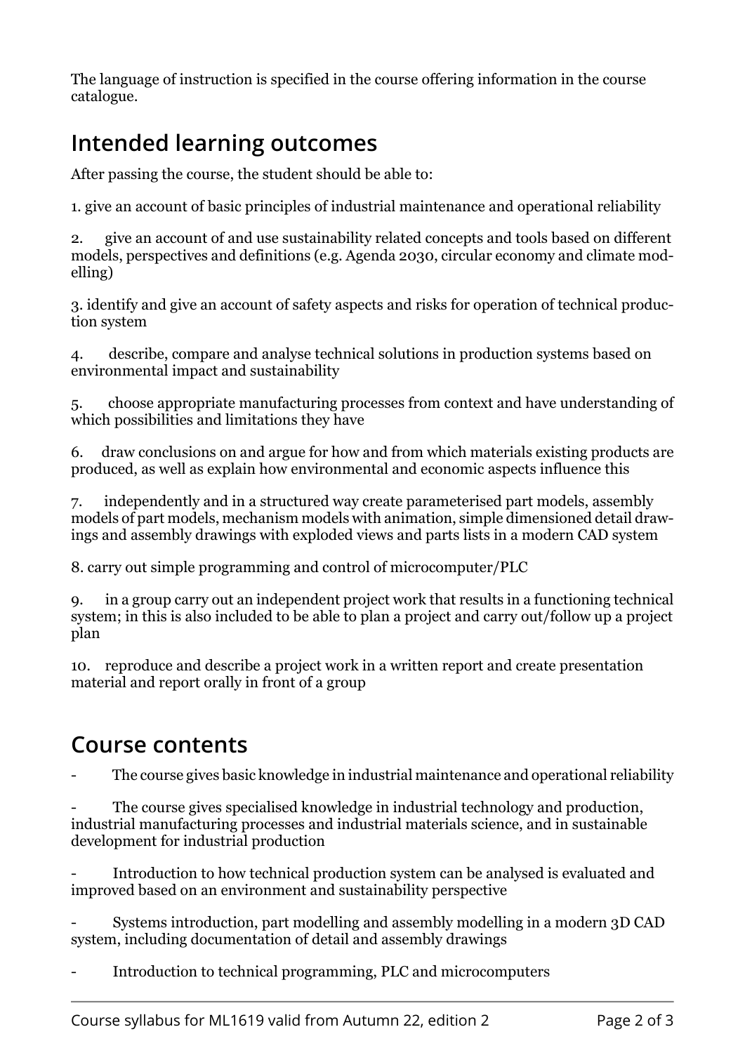The language of instruction is specified in the course offering information in the course catalogue.

## Intended learning outcomes

After passing the course, the student should be able to:

1. give an account of basic principles of industrial maintenance and operational reliability

2. give an account of and use sustainability related concepts and tools based on different models, perspectives and definitions (e.g. Agenda 2030, circular economy and climate modelling)

3. identify and give an account of safety aspects and risks for operation of technical production system

4. describe, compare and analyse technical solutions in production systems based on environmental impact and sustainability

5. choose appropriate manufacturing processes from context and have understanding of which possibilities and limitations they have

6. draw conclusions on and argue for how and from which materials existing products are produced, as well as explain how environmental and economic aspects influence this

7. independently and in a structured way create parameterised part models, assembly models of part models, mechanism models with animation, simple dimensioned detail drawings and assembly drawings with exploded views and parts lists in a modern CAD system

8. carry out simple programming and control of microcomputer/PLC

9. in a group carry out an independent project work that results in a functioning technical system; in this is also included to be able to plan a project and carry out/follow up a project plan

10. reproduce and describe a project work in a written report and create presentation material and report orally in front of a group

## Course contents

- The course gives basic knowledge in industrial maintenance and operational reliability

- The course gives specialised knowledge in industrial technology and production, industrial manufacturing processes and industrial materials science, and in sustainable development for industrial production

- Introduction to how technical production system can be analysed is evaluated and improved based on an environment and sustainability perspective

- Systems introduction, part modelling and assembly modelling in a modern 3D CAD system, including documentation of detail and assembly drawings

- Introduction to technical programming, PLC and microcomputers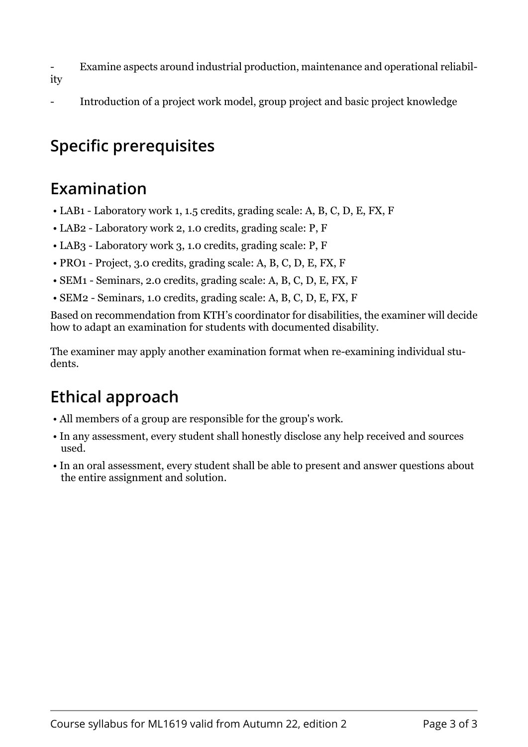- Examine aspects around industrial production, maintenance and operational reliability
- Introduction of a project work model, group project and basic project knowledge

## Specific prerequisites

## Examination

- LAB1 - Laboratory work 1, 1.5 credits, grading scale: A, B, C, D, E, FX, F
- LAB2 - Laboratory work 2, 1.0 credits, grading scale: P, F
- LAB3 - Laboratory work 3, 1.0 credits, grading scale: P, F
- PRO1 - Project, 3.0 credits, grading scale: A, B, C, D, E, FX, F
- SEM1 - Seminars, 2.0 credits, grading scale: A, B, C, D, E, FX, F
- SEM2 - Seminars, 1.0 credits, grading scale: A, B, C, D, E, FX, F

Based on recommendation from KTH's coordinator for disabilities, the examiner will decide how to adapt an examination for students with documented disability.

The examiner may apply another examination format when re-examining individual students.

## Ethical approach

- All members of a group are responsible for the group's work.
- In any assessment, every student shall honestly disclose any help received and sources used.
- In an oral assessment, every student shall be able to present and answer questions about the entire assignment and solution.